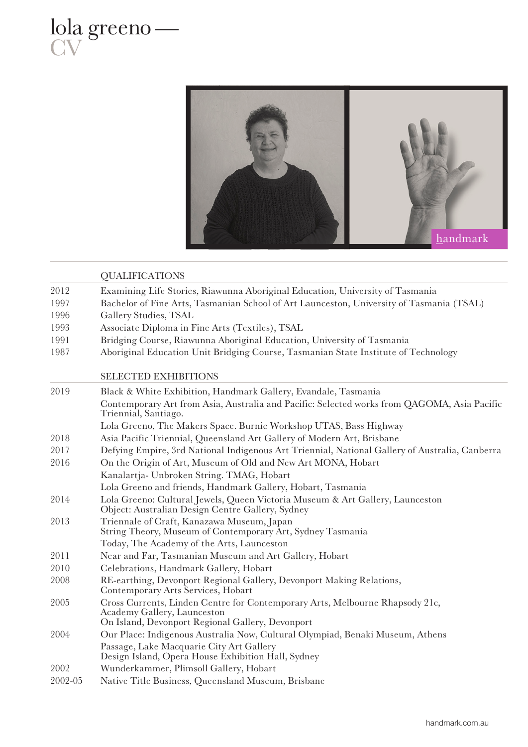# lola greeno — CV

handmark

## QUALIFICATIONS

| | |
|---|---|
| 2012 | Examining Life Stories, Riawunna Aboriginal Education, University of Tasmania |
| 1997 | Bachelor of Fine Arts, Tasmanian School of Art Launceston, University of Tasmania (TSAL) |
| 1996 | Gallery Studies, TSAL |
| 1993 | Associate Diploma in Fine Arts (Textiles), TSAL |
| 1991 | Bridging Course, Riawunna Aboriginal Education, University of Tasmania |
| 1987 | Aboriginal Education Unit Bridging Course, Tasmanian State Institute of Technology |

## SELECTED EXHIBITIONS

| | |
|---|---|
| 2019 | Black & White Exhibition, Handmark Gallery, Evandale, Tasmania |
| | Contemporary Art from Asia, Australia and Pacific: Selected works from QAGOMA, Asia Pacific Triennial, Santiago. |
| | Lola Greeno, The Makers Space. Burnie Workshop UTAS, Bass Highway |
| 2018 | Asia Pacific Triennial, Queensland Art Gallery of Modern Art, Brisbane |
| 2017 | Defying Empire, 3rd National Indigenous Art Triennial, National Gallery of Australia, Canberra |
| 2016 | On the Origin of Art, Museum of Old and New Art MONA, Hobart |
| | Kanalartja- Unbroken String. TMAG, Hobart |
| | Lola Greeno and friends, Handmark Gallery, Hobart, Tasmania |
| 2014 | Lola Greeno: Cultural Jewels, Queen Victoria Museum & Art Gallery, Launceston<br>Object: Australian Design Centre Gallery, Sydney |
| 2013 | Triennale of Craft, Kanazawa Museum, Japan<br>String Theory, Museum of Contemporary Art, Sydney Tasmania |
| | Today, The Academy of the Arts, Launceston |
| 2011 | Near and Far, Tasmanian Museum and Art Gallery, Hobart |
| 2010 | Celebrations, Handmark Gallery, Hobart |
| 2008 | RE-earthing, Devonport Regional Gallery, Devonport Making Relations, Contemporary Arts Services, Hobart |
| 2005 | Cross Currents, Linden Centre for Contemporary Arts, Melbourne Rhapsody 21c, Academy Gallery, Launceston<br>On Island, Devonport Regional Gallery, Devonport |
| 2004 | Our Place: Indigenous Australia Now, Cultural Olympiad, Benaki Museum, Athens |
| | Passage, Lake Macquarie City Art Gallery<br>Design Island, Opera House Exhibition Hall, Sydney |
| 2002 | Wunderkammer, Plimsoll Gallery, Hobart |
| 2002-05 | Native Title Business, Queensland Museum, Brisbane |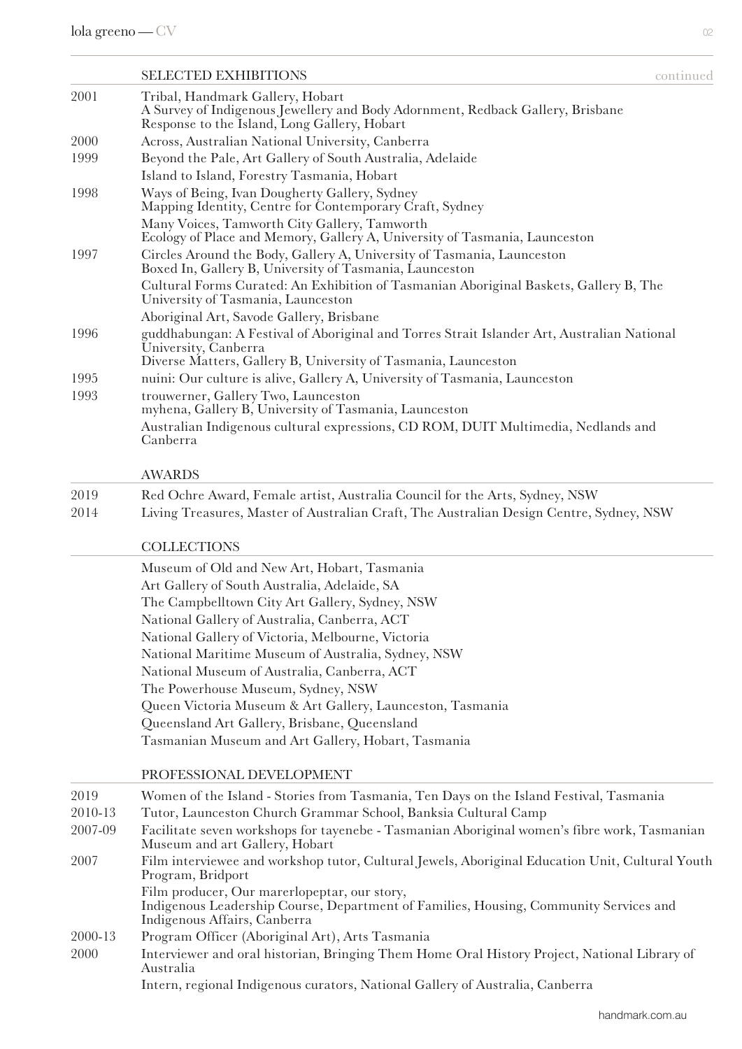## SELECTED EXHIBITIONS *continued*

| | |
|---|---|
| 2001 | Tribal, Handmark Gallery, Hobart<br>A Survey of Indigenous Jewellery and Body Adornment, Redback Gallery, Brisbane<br>Response to the Island, Long Gallery, Hobart |
| 2000 | Across, Australian National University, Canberra |
| 1999 | Beyond the Pale, Art Gallery of South Australia, Adelaide |
| | Island to Island, Forestry Tasmania, Hobart |
| 1998 | Ways of Being, Ivan Dougherty Gallery, Sydney<br>Mapping Identity, Centre for Contemporary Craft, Sydney |
| | Many Voices, Tamworth City Gallery, Tamworth<br>Ecology of Place and Memory, Gallery A, University of Tasmania, Launceston |
| 1997 | Circles Around the Body, Gallery A, University of Tasmania, Launceston<br>Boxed In, Gallery B, University of Tasmania, Launceston |
| | Cultural Forms Curated: An Exhibition of Tasmanian Aboriginal Baskets, Gallery B, The University of Tasmania, Launceston |
| | Aboriginal Art, Savode Gallery, Brisbane |
| 1996 | guddhabungan: A Festival of Aboriginal and Torres Strait Islander Art, Australian National University, Canberra<br>Diverse Matters, Gallery B, University of Tasmania, Launceston |
| 1995 | nuini: Our culture is alive, Gallery A, University of Tasmania, Launceston |
| 1993 | trouwerner, Gallery Two, Launceston<br>myhena, Gallery B, University of Tasmania, Launceston |
| | Australian Indigenous cultural expressions, CD ROM, DUIT Multimedia, Nedlands and Canberra |

## AWARDS

| | |
|---|---|
| 2019 | Red Ochre Award, Female artist, Australia Council for the Arts, Sydney, NSW |
| 2014 | Living Treasures, Master of Australian Craft, The Australian Design Centre, Sydney, NSW |

## COLLECTIONS

Museum of Old and New Art, Hobart, Tasmania
Art Gallery of South Australia, Adelaide, SA
The Campbelltown City Art Gallery, Sydney, NSW
National Gallery of Australia, Canberra, ACT
National Gallery of Victoria, Melbourne, Victoria
National Maritime Museum of Australia, Sydney, NSW
National Museum of Australia, Canberra, ACT
The Powerhouse Museum, Sydney, NSW
Queen Victoria Museum & Art Gallery, Launceston, Tasmania
Queensland Art Gallery, Brisbane, Queensland
Tasmanian Museum and Art Gallery, Hobart, Tasmania

## PROFESSIONAL DEVELOPMENT

| | |
|---|---|
| 2019 | Women of the Island - Stories from Tasmania, Ten Days on the Island Festival, Tasmania |
| 2010-13 | Tutor, Launceston Church Grammar School, Banksia Cultural Camp |
| 2007-09 | Facilitate seven workshops for tayenebe - Tasmanian Aboriginal women's fibre work, Tasmanian Museum and art Gallery, Hobart |
| 2007 | Film interviewee and workshop tutor, Cultural Jewels, Aboriginal Education Unit, Cultural Youth Program, Bridport |
| | Film producer, Our marerlopeptar, our story,<br>Indigenous Leadership Course, Department of Families, Housing, Community Services and Indigenous Affairs, Canberra |
| 2000-13 | Program Officer (Aboriginal Art), Arts Tasmania |
| 2000 | Interviewer and oral historian, Bringing Them Home Oral History Project, National Library of Australia |
| | Intern, regional Indigenous curators, National Gallery of Australia, Canberra |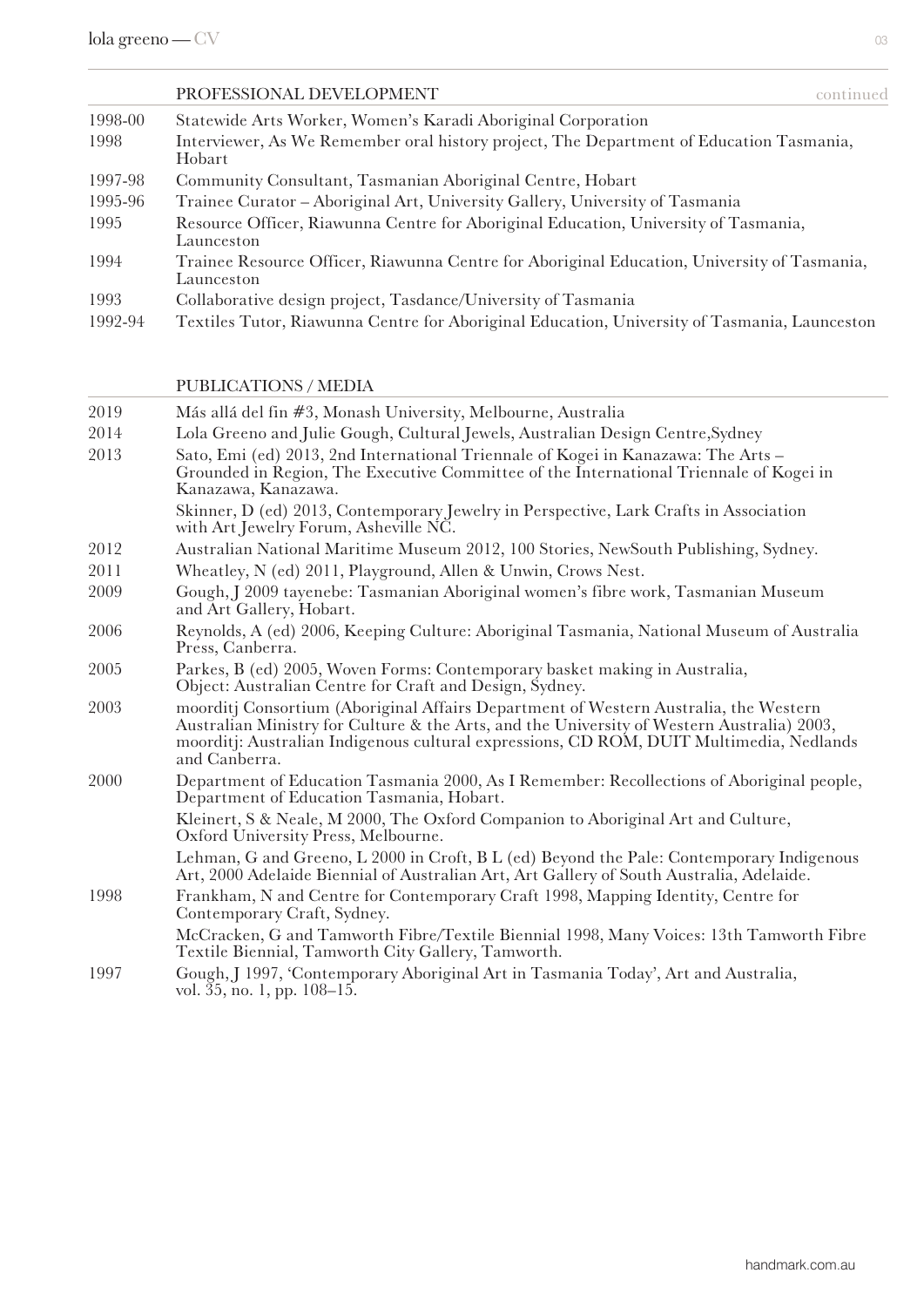## PROFESSIONAL DEVELOPMENT continued

| | |
|---|---|
| 1998-00 | Statewide Arts Worker, Women's Karadi Aboriginal Corporation |
| 1998 | Interviewer, As We Remember oral history project, The Department of Education Tasmania, Hobart |
| 1997-98 | Community Consultant, Tasmanian Aboriginal Centre, Hobart |
| 1995-96 | Trainee Curator – Aboriginal Art, University Gallery, University of Tasmania |
| 1995 | Resource Officer, Riawunna Centre for Aboriginal Education, University of Tasmania, Launceston |
| 1994 | Trainee Resource Officer, Riawunna Centre for Aboriginal Education, University of Tasmania, Launceston |
| 1993 | Collaborative design project, Tasdance/University of Tasmania |
| 1992-94 | Textiles Tutor, Riawunna Centre for Aboriginal Education, University of Tasmania, Launceston |

## PUBLICATIONS / MEDIA

| | |
|---|---|
| 2019 | Más allá del fin #3, Monash University, Melbourne, Australia |
| 2014 | Lola Greeno and Julie Gough, Cultural Jewels, Australian Design Centre,Sydney |
| 2013 | Sato, Emi (ed) 2013, 2nd International Triennale of Kogei in Kanazawa: The Arts – Grounded in Region, The Executive Committee of the International Triennale of Kogei in Kanazawa, Kanazawa. |
| | Skinner, D (ed) 2013, Contemporary Jewelry in Perspective, Lark Crafts in Association with Art Jewelry Forum, Asheville NC. |
| 2012 | Australian National Maritime Museum 2012, 100 Stories, NewSouth Publishing, Sydney. |
| 2011 | Wheatley, N (ed) 2011, Playground, Allen & Unwin, Crows Nest. |
| 2009 | Gough, J 2009 tayenebe: Tasmanian Aboriginal women's fibre work, Tasmanian Museum and Art Gallery, Hobart. |
| 2006 | Reynolds, A (ed) 2006, Keeping Culture: Aboriginal Tasmania, National Museum of Australia Press, Canberra. |
| 2005 | Parkes, B (ed) 2005, Woven Forms: Contemporary basket making in Australia, Object: Australian Centre for Craft and Design, Sydney. |
| 2003 | moorditj Consortium (Aboriginal Affairs Department of Western Australia, the Western Australian Ministry for Culture & the Arts, and the University of Western Australia) 2003, moorditj: Australian Indigenous cultural expressions, CD ROM, DUIT Multimedia, Nedlands and Canberra. |
| 2000 | Department of Education Tasmania 2000, As I Remember: Recollections of Aboriginal people, Department of Education Tasmania, Hobart. |
| | Kleinert, S & Neale, M 2000, The Oxford Companion to Aboriginal Art and Culture, Oxford University Press, Melbourne. |
| | Lehman, G and Greeno, L 2000 in Croft, B L (ed) Beyond the Pale: Contemporary Indigenous Art, 2000 Adelaide Biennial of Australian Art, Art Gallery of South Australia, Adelaide. |
| 1998 | Frankham, N and Centre for Contemporary Craft 1998, Mapping Identity, Centre for Contemporary Craft, Sydney. |
| | McCracken, G and Tamworth Fibre/Textile Biennial 1998, Many Voices: 13th Tamworth Fibre Textile Biennial, Tamworth City Gallery, Tamworth. |
| 1997 | Gough, J 1997, 'Contemporary Aboriginal Art in Tasmania Today', Art and Australia, vol. 35, no. 1, pp. 108–15. |